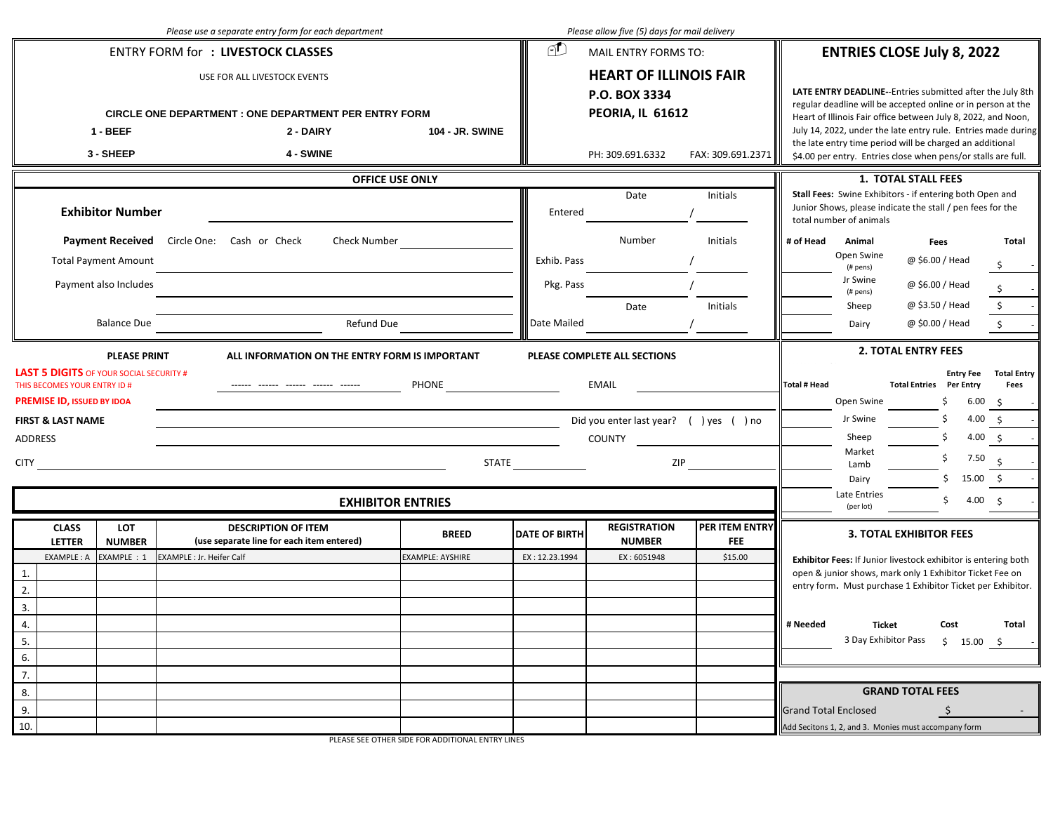*Please use a separate entry form for each department*

*Please allow five (5) days for mail delivery*

# ENTRY FORM for : LIVESTOCK CLASSES

USE FOR ALL LIVESTOCK EVENTS

**CIRCLE ONE DEPARTMENT : ONE DEPARTMENT PER ENTRY FORM**

| | | |
|---|---|---|
| **1 - BEEF** | **2 - DAIRY** | **104 - JR. SWINE** |
| **3 - SHEEP** | **4 - SWINE** | |

MAIL ENTRY FORMS TO:

**HEART OF ILLINOIS FAIR**
**P.O. BOX 3334**
**PEORIA, IL 61612**

PH: 309.691.6332  FAX: 309.691.2371

## ENTRIES CLOSE July 8, 2022

**LATE ENTRY DEADLINE**--Entries submitted after the July 8th regular deadline will be accepted online or in person at the Heart of Illinois Fair office between July 8, 2022, and Noon, July 14, 2022, under the late entry rule. Entries made during the late entry time period will be charged an additional $4.00 per entry. Entries close when pens/or stalls are full.

## OFFICE USE ONLY

**Exhibitor Number** ______________________

**Payment Received** Circle One: Cash or Check  Check Number ____________

Total Payment Amount ______________________

Payment also Includes ______________________

______________________

Balance Due ____________  Refund Due ____________

| | Date | Initials |
|---|---|---|
| Entered | | / |
| | **Number** | **Initials** |
| Exhib. Pass | | / |
| Pkg. Pass | | / |
| | **Date** | **Initials** |
| Date Mailed | | / |

## 1. TOTAL STALL FEES

**Stall Fees:** Swine Exhibitors - if entering both Open and Junior Shows, please indicate the stall / pen fees for the total number of animals

| # of Head | Animal | Fees | Total |
|---|---|---|---|
| | Open Swine (# pens) | @ $6.00 / Head | $ - |
| | Jr Swine (# pens) | @ $6.00 / Head | $ - |
| | Sheep | @ $3.50 / Head | $ - |
| | Dairy | @ $0.00 / Head | $ - |

**PLEASE PRINT**  **ALL INFORMATION ON THE ENTRY FORM IS IMPORTANT**  **PLEASE COMPLETE ALL SECTIONS**

**LAST 5 DIGITS** OF YOUR SOCIAL SECURITY #
THIS BECOMES YOUR ENTRY ID #  ------ ------ ------ ------ ------  PHONE ____________  EMAIL ____________

**PREMISE ID,** ISSUED BY IDOA ______________________

**FIRST & LAST NAME** ______________________  Did you enter last year? ( ) yes ( ) no

ADDRESS ______________________  COUNTY ____________

CITY ______________________  STATE ____________  ZIP ____________

## 2. TOTAL ENTRY FEES

| Total # Head | | Total Entries | Entry Fee Per Entry | Total Entry Fees |
|---|---|---|---|---|
| | Open Swine | | $ 6.00 | $ - |
| | Jr Swine | | $ 4.00 | $ - |
| | Sheep | | $ 4.00 | $ - |
| | Market Lamb | | $ 7.50 | $ - |
| | Dairy | | $ 15.00 | $ - |
| | Late Entries (per lot) | | $ 4.00 | $ - |

## EXHIBITOR ENTRIES

| | CLASS LETTER | LOT NUMBER | DESCRIPTION OF ITEM (use separate line for each item entered) | BREED | DATE OF BIRTH | REGISTRATION NUMBER | PER ITEM ENTRY FEE |
|---|---|---|---|---|---|---|---|
| | EXAMPLE : A | EXAMPLE : 1 | EXAMPLE : Jr. Heifer Calf | EXAMPLE: AYSHIRE | EX : 12.23.1994 | EX : 6051948 | $15.00 |
| 1. | | | | | | | |
| 2. | | | | | | | |
| 3. | | | | | | | |
| 4. | | | | | | | |
| 5. | | | | | | | |
| 6. | | | | | | | |
| 7. | | | | | | | |
| 8. | | | | | | | |
| 9. | | | | | | | |
| 10. | | | | | | | |

PLEASE SEE OTHER SIDE FOR ADDITIONAL ENTRY LINES

## 3. TOTAL EXHIBITOR FEES

**Exhibitor Fees:** If Junior livestock exhibitor is entering both open & junior shows, mark only 1 Exhibitor Ticket Fee on entry form. **Must purchase 1 Exhibitor Ticket per Exhibitor.**

| # Needed | Ticket | Cost | Total |
|---|---|---|---|
| | 3 Day Exhibitor Pass | $ 15.00 | $ - |

## GRAND TOTAL FEES

Grand Total Enclosed $ -

Add Secitons 1, 2, and 3. Monies must accompany form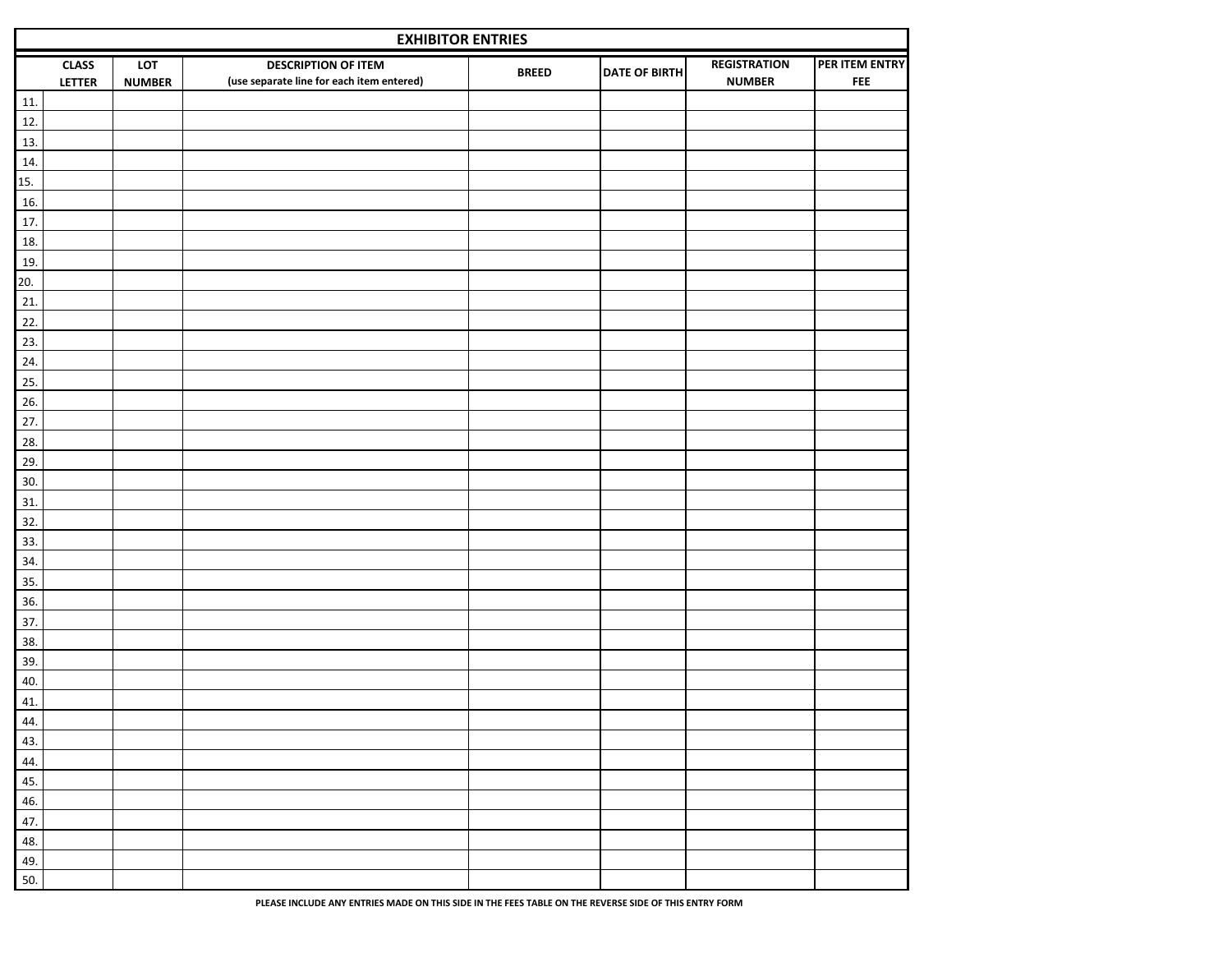| EXHIBITOR ENTRIES | | | | | | | |
|---|---|---|---|---|---|---|---|
| | CLASS LETTER | LOT NUMBER | DESCRIPTION OF ITEM (use separate line for each item entered) | BREED | DATE OF BIRTH | REGISTRATION NUMBER | PER ITEM ENTRY FEE |
| 11. | | | | | | | |
| 12. | | | | | | | |
| 13. | | | | | | | |
| 14. | | | | | | | |
| 15. | | | | | | | |
| 16. | | | | | | | |
| 17. | | | | | | | |
| 18. | | | | | | | |
| 19. | | | | | | | |
| 20. | | | | | | | |
| 21. | | | | | | | |
| 22. | | | | | | | |
| 23. | | | | | | | |
| 24. | | | | | | | |
| 25. | | | | | | | |
| 26. | | | | | | | |
| 27. | | | | | | | |
| 28. | | | | | | | |
| 29. | | | | | | | |
| 30. | | | | | | | |
| 31. | | | | | | | |
| 32. | | | | | | | |
| 33. | | | | | | | |
| 34. | | | | | | | |
| 35. | | | | | | | |
| 36. | | | | | | | |
| 37. | | | | | | | |
| 38. | | | | | | | |
| 39. | | | | | | | |
| 40. | | | | | | | |
| 41. | | | | | | | |
| 44. | | | | | | | |
| 43. | | | | | | | |
| 44. | | | | | | | |
| 45. | | | | | | | |
| 46. | | | | | | | |
| 47. | | | | | | | |
| 48. | | | | | | | |
| 49. | | | | | | | |
| 50. | | | | | | | |

PLEASE INCLUDE ANY ENTRIES MADE ON THIS SIDE IN THE FEES TABLE ON THE REVERSE SIDE OF THIS ENTRY FORM